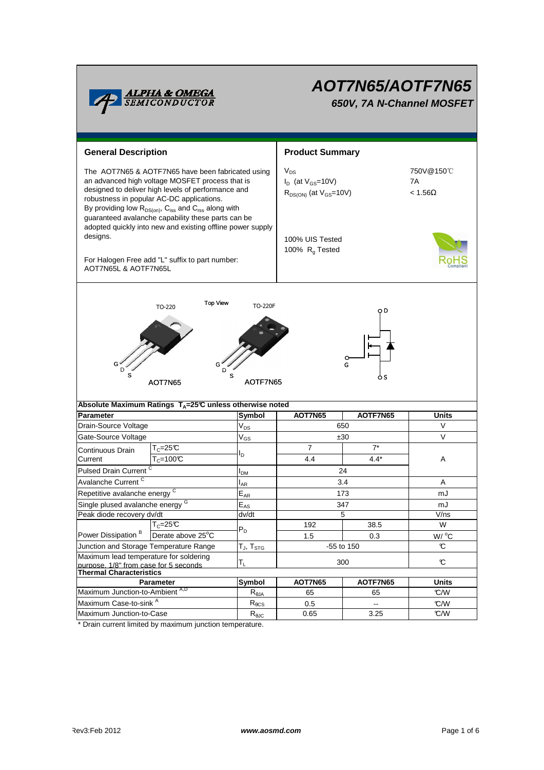# AOT7N65/AOTF7N65

***650V, 7A N-Channel MOSFET***

## General Description

The AOT7N65 & AOTF7N65 have been fabricated using an advanced high voltage MOSFET process that is designed to deliver high levels of performance and robustness in popular AC-DC applications. By providing low $R_{DS(on)}$, $C_{iss}$ and $C_{rss}$ along with guaranteed avalanche capability these parts can be adopted quickly into new and existing offline power supply designs.

For Halogen Free add "L" suffix to part number: AOT7N65L & AOTF7N65L

## Product Summary

| | |
|---|---|
| $V_{DS}$ | 750V@150℃ |
| $I_D$ (at $V_{GS}$=10V) | 7A |
| $R_{DS(ON)}$ (at $V_{GS}$=10V) | < 1.56Ω |

100% UIS Tested
100% $R_g$ Tested

TO-220 / TO-220F — Top View

AOT7N65 AOTF7N65

G D S

## Absolute Maximum Ratings $T_A$=25℃ unless otherwise noted

| Parameter | | Symbol | AOT7N65 | AOTF7N65 | Units |
|---|---|---|---|---|---|
| Drain-Source Voltage | | $V_{DS}$ | 650 | | V |
| Gate-Source Voltage | | $V_{GS}$ | ±30 | | V |
| Continuous Drain Current | $T_C$=25℃ | $I_D$ | 7 | 7* | A |
| | $T_C$=100℃ | | 4.4 | 4.4* | |
| Pulsed Drain Current [C] | | $I_{DM}$ | 24 | | |
| Avalanche Current [C] | | $I_{AR}$ | 3.4 | | A |
| Repetitive avalanche energy [C] | | $E_{AR}$ | 173 | | mJ |
| Single plused avalanche energy [G] | | $E_{AS}$ | 347 | | mJ |
| Peak diode recovery dv/dt | | dv/dt | 5 | | V/ns |
| Power Dissipation [B] | $T_C$=25℃ | $P_D$ | 192 | 38.5 | W |
| | Derate above 25°C | | 1.5 | 0.3 | W/ °C |
| Junction and Storage Temperature Range | | $T_J$, $T_{STG}$ | -55 to 150 | | ℃ |
| Maximum lead temperature for soldering purpose, 1/8" from case for 5 seconds | | $T_L$ | 300 | | ℃ |

## Thermal Characteristics

| Parameter | Symbol | AOT7N65 | AOTF7N65 | Units |
|---|---|---|---|---|
| Maximum Junction-to-Ambient [A,D] | $R_{\theta JA}$ | 65 | 65 | ℃/W |
| Maximum Case-to-sink [A] | $R_{\theta CS}$ | 0.5 | -- | ℃/W |
| Maximum Junction-to-Case | $R_{\theta JC}$ | 0.65 | 3.25 | ℃/W |

* Drain current limited by maximum junction temperature.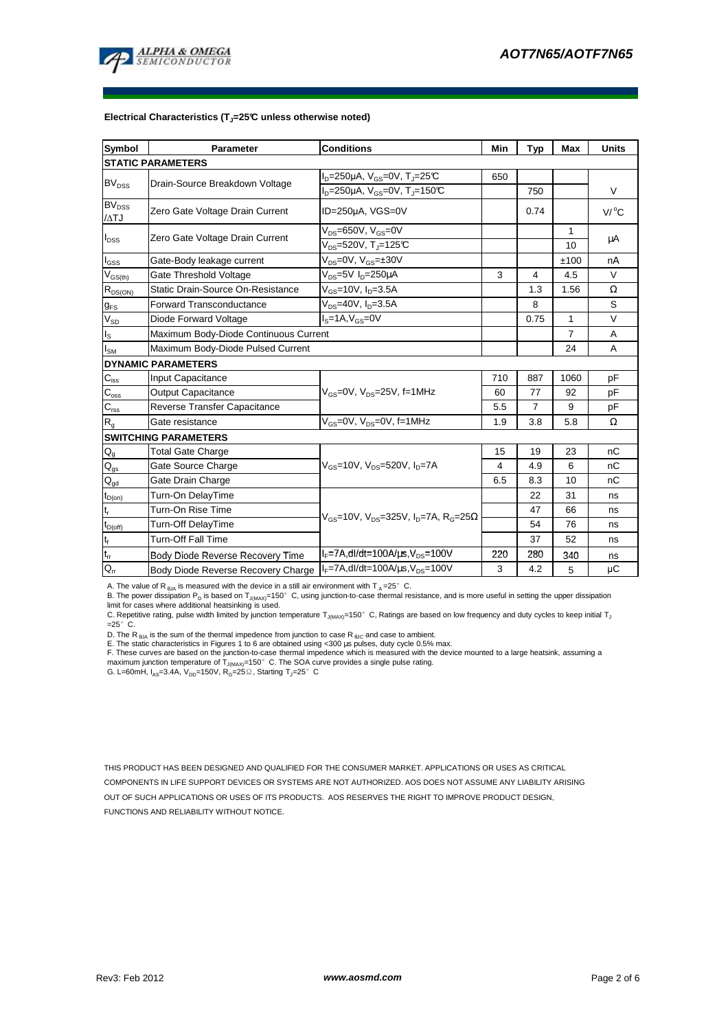**Electrical Characteristics ($T_J$=25°C unless otherwise noted)**

| Symbol | Parameter | Conditions | Min | Typ | Max | Units |
|---|---|---|---|---|---|---|
| **STATIC PARAMETERS** | | | | | | |
| $BV_{DSS}$ | Drain-Source Breakdown Voltage | $I_D$=250µA, $V_{GS}$=0V, $T_J$=25°C | 650 | | | V |
| | | $I_D$=250µA, $V_{GS}$=0V, $T_J$=150°C | | 750 | | |
| $BV_{DSS}$ /ΔTJ | Zero Gate Voltage Drain Current | ID=250µA, VGS=0V | | 0.74 | | V/°C |
| $I_{DSS}$ | Zero Gate Voltage Drain Current | $V_{DS}$=650V, $V_{GS}$=0V | | | 1 | µA |
| | | $V_{DS}$=520V, $T_J$=125°C | | | 10 | |
| $I_{GSS}$ | Gate-Body leakage current | $V_{DS}$=0V, $V_{GS}$=±30V | | | ±100 | nA |
| $V_{GS(th)}$ | Gate Threshold Voltage | $V_{DS}$=5V $I_D$=250µA | 3 | 4 | 4.5 | V |
| $R_{DS(ON)}$ | Static Drain-Source On-Resistance | $V_{GS}$=10V, $I_D$=3.5A | | 1.3 | 1.56 | Ω |
| $g_{FS}$ | Forward Transconductance | $V_{DS}$=40V, $I_D$=3.5A | | 8 | | S |
| $V_{SD}$ | Diode Forward Voltage | $I_S$=1A, $V_{GS}$=0V | | 0.75 | 1 | V |
| $I_S$ | Maximum Body-Diode Continuous Current | | | | 7 | A |
| $I_{SM}$ | Maximum Body-Diode Pulsed Current | | | | 24 | A |
| **DYNAMIC PARAMETERS** | | | | | | |
| $C_{iss}$ | Input Capacitance | $V_{GS}$=0V, $V_{DS}$=25V, f=1MHz | 710 | 887 | 1060 | pF |
| $C_{oss}$ | Output Capacitance | | 60 | 77 | 92 | pF |
| $C_{rss}$ | Reverse Transfer Capacitance | | 5.5 | 7 | 9 | pF |
| $R_g$ | Gate resistance | $V_{GS}$=0V, $V_{DS}$=0V, f=1MHz | 1.9 | 3.8 | 5.8 | Ω |
| **SWITCHING PARAMETERS** | | | | | | |
| $Q_g$ | Total Gate Charge | $V_{GS}$=10V, $V_{DS}$=520V, $I_D$=7A | 15 | 19 | 23 | nC |
| $Q_{gs}$ | Gate Source Charge | | 4 | 4.9 | 6 | nC |
| $Q_{gd}$ | Gate Drain Charge | | 6.5 | 8.3 | 10 | nC |
| $t_{D(on)}$ | Turn-On DelayTime | $V_{GS}$=10V, $V_{DS}$=325V, $I_D$=7A, $R_G$=25Ω | | 22 | 31 | ns |
| $t_r$ | Turn-On Rise Time | | | 47 | 66 | ns |
| $t_{D(off)}$ | Turn-Off DelayTime | | | 54 | 76 | ns |
| $t_f$ | Turn-Off Fall Time | | | 37 | 52 | ns |
| $t_{rr}$ | Body Diode Reverse Recovery Time | $I_F$=7A,dI/dt=100A/µs,$V_{DS}$=100V | 220 | 280 | 340 | ns |
| $Q_{rr}$ | Body Diode Reverse Recovery Charge | $I_F$=7A,dI/dt=100A/µs,$V_{DS}$=100V | 3 | 4.2 | 5 | µC |

A. The value of $R_{\theta JA}$ is measured with the device in a still air environment with $T_A$=25° C.
B. The power dissipation $P_D$ is based on $T_{J(MAX)}$=150° C, using junction-to-case thermal resistance, and is more useful in setting the upper dissipation limit for cases where additional heatsinking is used.
C. Repetitive rating, pulse width limited by junction temperature $T_{J(MAX)}$=150° C, Ratings are based on low frequency and duty cycles to keep initial $T_J$ =25° C.
D. The $R_{\theta JA}$ is the sum of the thermal impedence from junction to case $R_{\theta JC}$ and case to ambient.
E. The static characteristics in Figures 1 to 6 are obtained using <300 µs pulses, duty cycle 0.5% max.
F. These curves are based on the junction-to-case thermal impedence which is measured with the device mounted to a large heatsink, assuming a maximum junction temperature of $T_{J(MAX)}$=150° C. The SOA curve provides a single pulse rating.
G. L=60mH, $I_{AS}$=3.4A, $V_{DD}$=150V, $R_G$=25Ω, Starting $T_J$=25° C

THIS PRODUCT HAS BEEN DESIGNED AND QUALIFIED FOR THE CONSUMER MARKET. APPLICATIONS OR USES AS CRITICAL COMPONENTS IN LIFE SUPPORT DEVICES OR SYSTEMS ARE NOT AUTHORIZED. AOS DOES NOT ASSUME ANY LIABILITY ARISING OUT OF SUCH APPLICATIONS OR USES OF ITS PRODUCTS. AOS RESERVES THE RIGHT TO IMPROVE PRODUCT DESIGN, FUNCTIONS AND RELIABILITY WITHOUT NOTICE.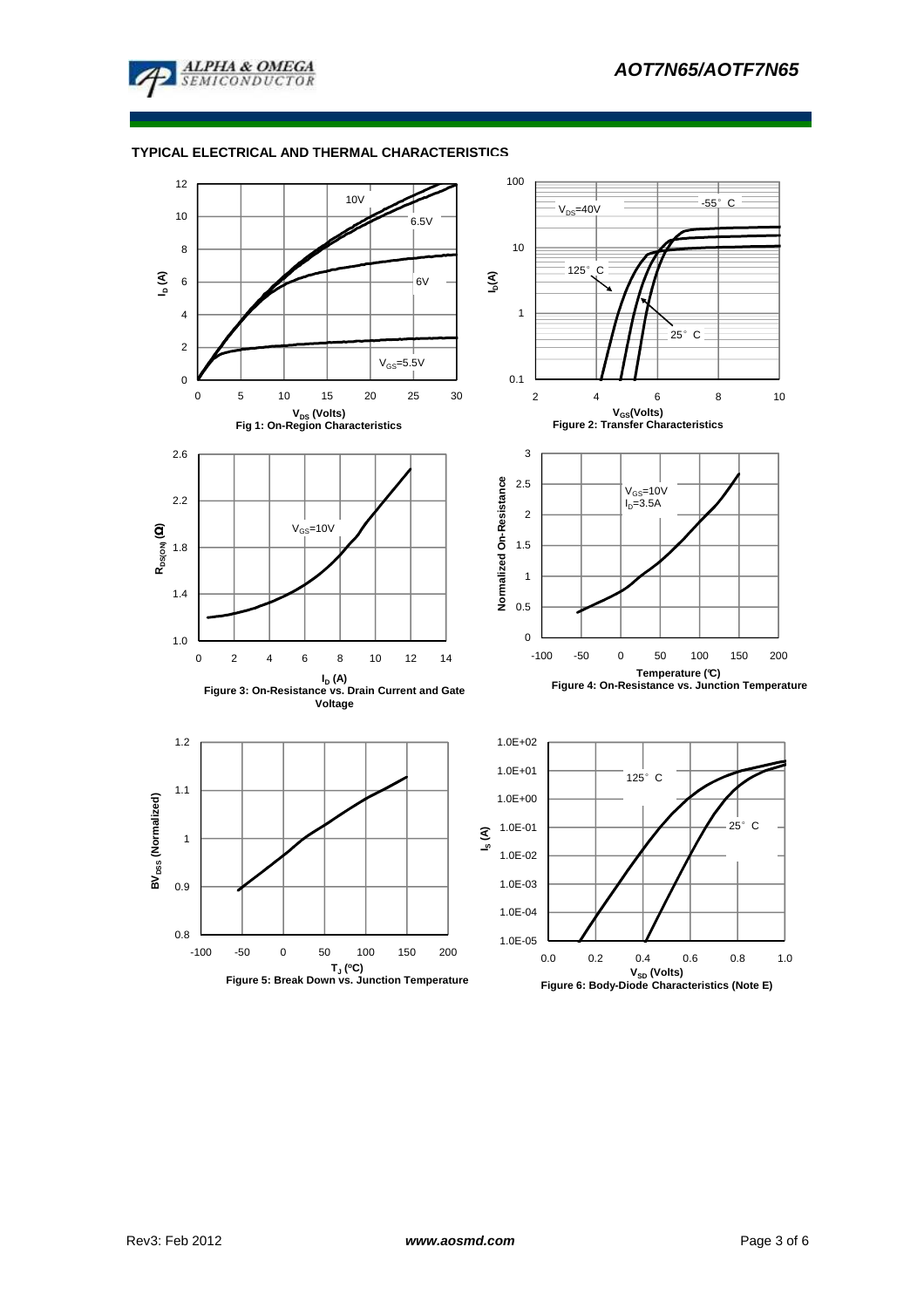## TYPICAL ELECTRICAL AND THERMAL CHARACTERISTICS

10V

6.5V

6V

$V_{GS}$=5.5V

$V_{DS}$ (Volts)

Fig 1: On-Region Characteristics

$I_D$ (A)

$V_{DS}$=40V

-55°C

125°C

25°C

$V_{GS}$(Volts)

Figure 2: Transfer Characteristics

$I_D$(A)

$V_{GS}$=10V

$R_{DS(ON)}$ (Ω)

$I_D$ (A)

Figure 3: On-Resistance vs. Drain Current and Gate Voltage

$V_{GS}$=10V

$I_D$=3.5A

Normalized On-Resistance

Temperature (°C)

Figure 4: On-Resistance vs. Junction Temperature

$BV_{DSS}$ (Normalized)

$T_J$ (°C)

Figure 5: Break Down vs. Junction Temperature

125°C

25°C

$I_S$ (A)

$V_{SD}$ (Volts)

Figure 6: Body-Diode Characteristics (Note E)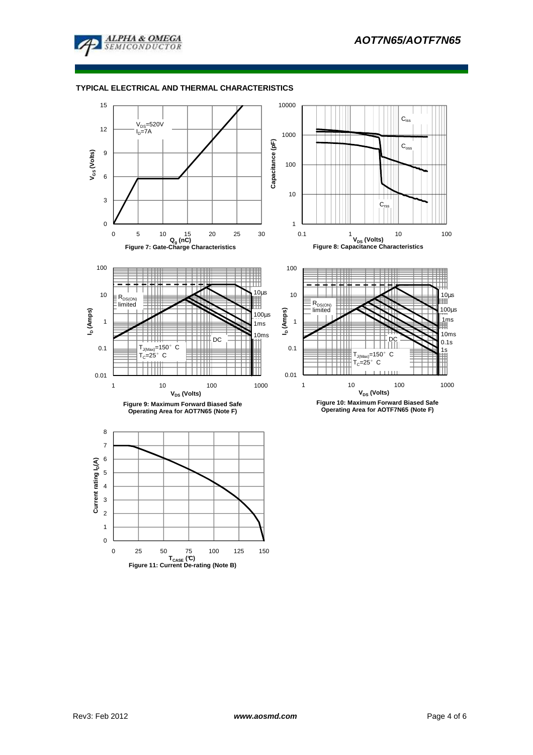## TYPICAL ELECTRICAL AND THERMAL CHARACTERISTICS

$V_{DS}$=520V
$I_D$=7A

Figure 7: Gate-Charge Characteristics

Figure 8: Capacitance Characteristics

Figure 9: Maximum Forward Biased Safe Operating Area for AOT7N65 (Note F)

Figure 10: Maximum Forward Biased Safe Operating Area for AOTF7N65 (Note F)

Figure 11: Current De-rating (Note B)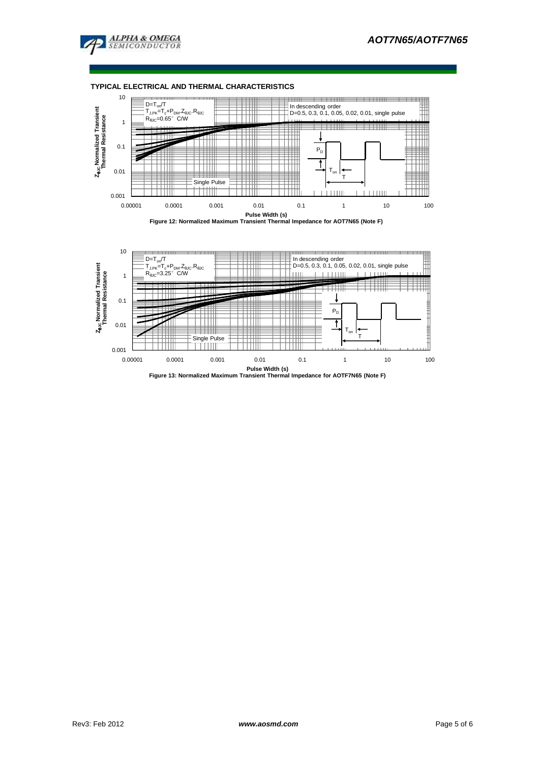## TYPICAL ELECTRICAL AND THERMAL CHARACTERISTICS

$D=T_{on}/T$
$T_{J,PK}=T_c+P_{DM}.Z_{\theta JC}.R_{\theta JC}$
$R_{\theta JC}=0.65°$ C/W

In descending order
D=0.5, 0.3, 0.1, 0.05, 0.02, 0.01, single pulse

Single Pulse

$Z_{\theta JC}$ Normalized Transient Thermal Resistance

Pulse Width (s)

Figure 12: Normalized Maximum Transient Thermal Impedance for AOT7N65 (Note F)

$D=T_{on}/T$
$T_{J,PK}=T_c+P_{DM}.Z_{\theta JC}.R_{\theta JC}$
$R_{\theta JC}=3.25°$ C/W

In descending order
D=0.5, 0.3, 0.1, 0.05, 0.02, 0.01, single pulse

Single Pulse

$Z_{\theta JC}$ Normalized Transient Thermal Resistance

Pulse Width (s)

Figure 13: Normalized Maximum Transient Thermal Impedance for AOTF7N65 (Note F)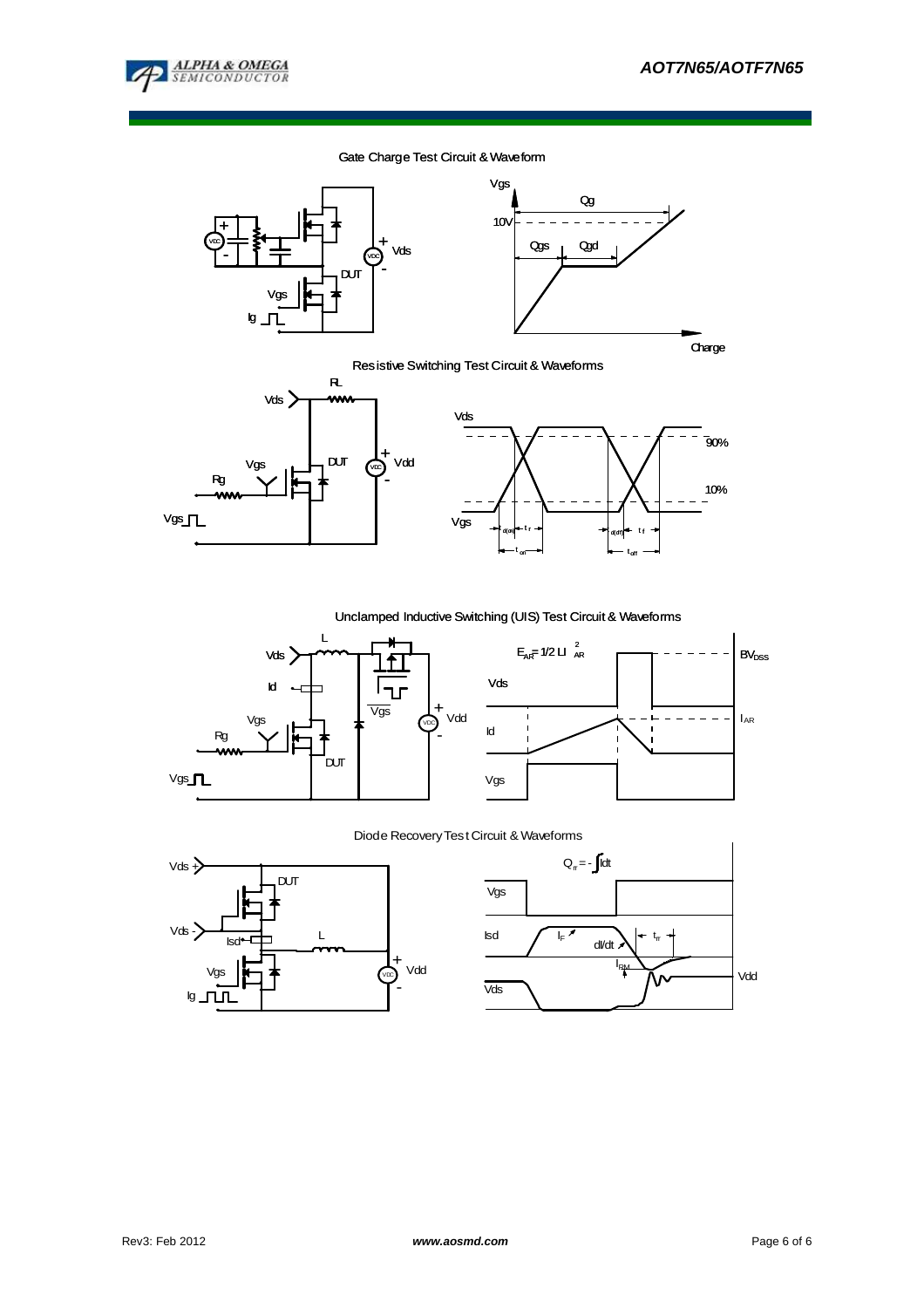Gate Charge Test Circuit & Waveform

VDC
+
-
Vds
DUT
Vgs
Ig
+
VDC
-

Vgs
Qg
10V
Qgs
Qgd
Charge

Resistive Switching Test Circuit & Waveforms

RL
Vds
Vgs
Rg
DUT
Vgs
+
VDC
Vdd
-

Vds
90%
10%
Vgs
$t_{d(on)}$
$t_r$
$t_{on}$
$t_{d(off)}$
$t_f$
$t_{off}$

Unclamped Inductive Switching (UIS) Test Circuit & Waveforms

L
Vds
Id
Vgs
Vgs
Rg
DUT
Vgs
+
VDC
Vdd
-

$E_{AR} = 1/2\ LI_{AR}^2$
$BV_{DSS}$
Vds
Id
$I_{AR}$
Vgs

Diode Recovery Test Circuit & Waveforms

Vds +
DUT
Vds -
Isd
L
Vgs
Ig
+
VDC
Vdd
-

$Q_{rr} = -\int Idt$
Vgs
Isd
$I_F$
dI/dt
$t_{rr}$
$I_{RM}$
Vdd
Vds